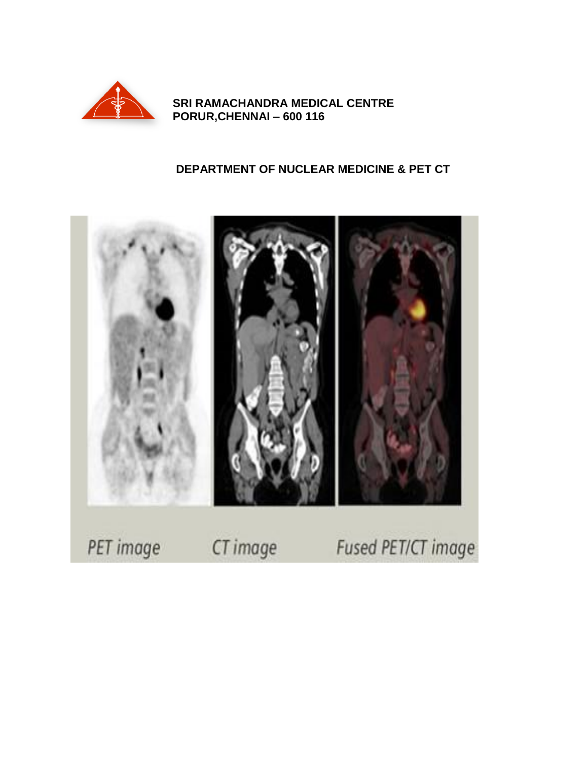**SRI RAMACHANDRA MEDICAL CENTRE**
**PORUR,CHENNAI – 600 116**

## DEPARTMENT OF NUCLEAR MEDICINE & PET CT

PET image CT image Fused PET/CT image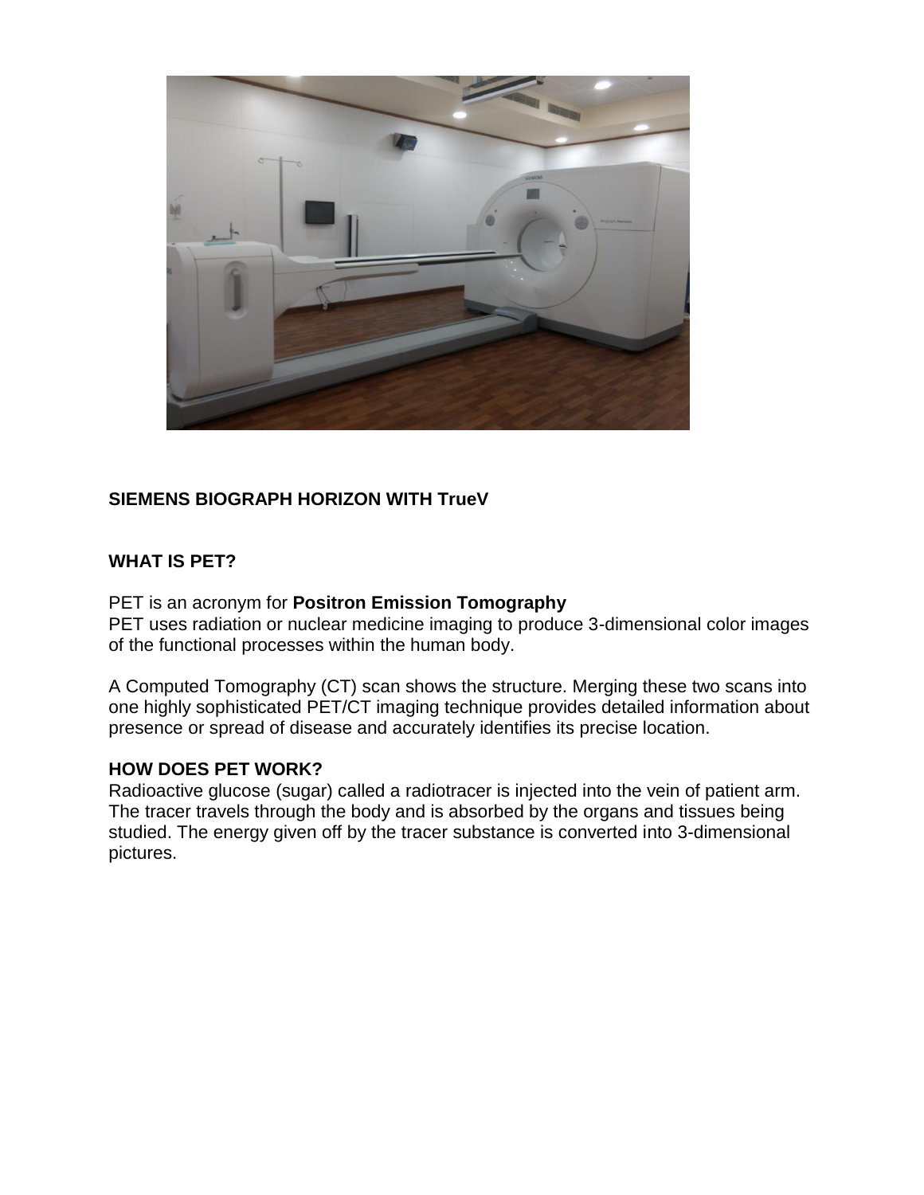**SIEMENS BIOGRAPH HORIZON WITH TrueV**

## WHAT IS PET?

PET is an acronym for **Positron Emission Tomography**
PET uses radiation or nuclear medicine imaging to produce 3-dimensional color images of the functional processes within the human body.

A Computed Tomography (CT) scan shows the structure. Merging these two scans into one highly sophisticated PET/CT imaging technique provides detailed information about presence or spread of disease and accurately identifies its precise location.

## HOW DOES PET WORK?

Radioactive glucose (sugar) called a radiotracer is injected into the vein of patient arm. The tracer travels through the body and is absorbed by the organs and tissues being studied. The energy given off by the tracer substance is converted into 3-dimensional pictures.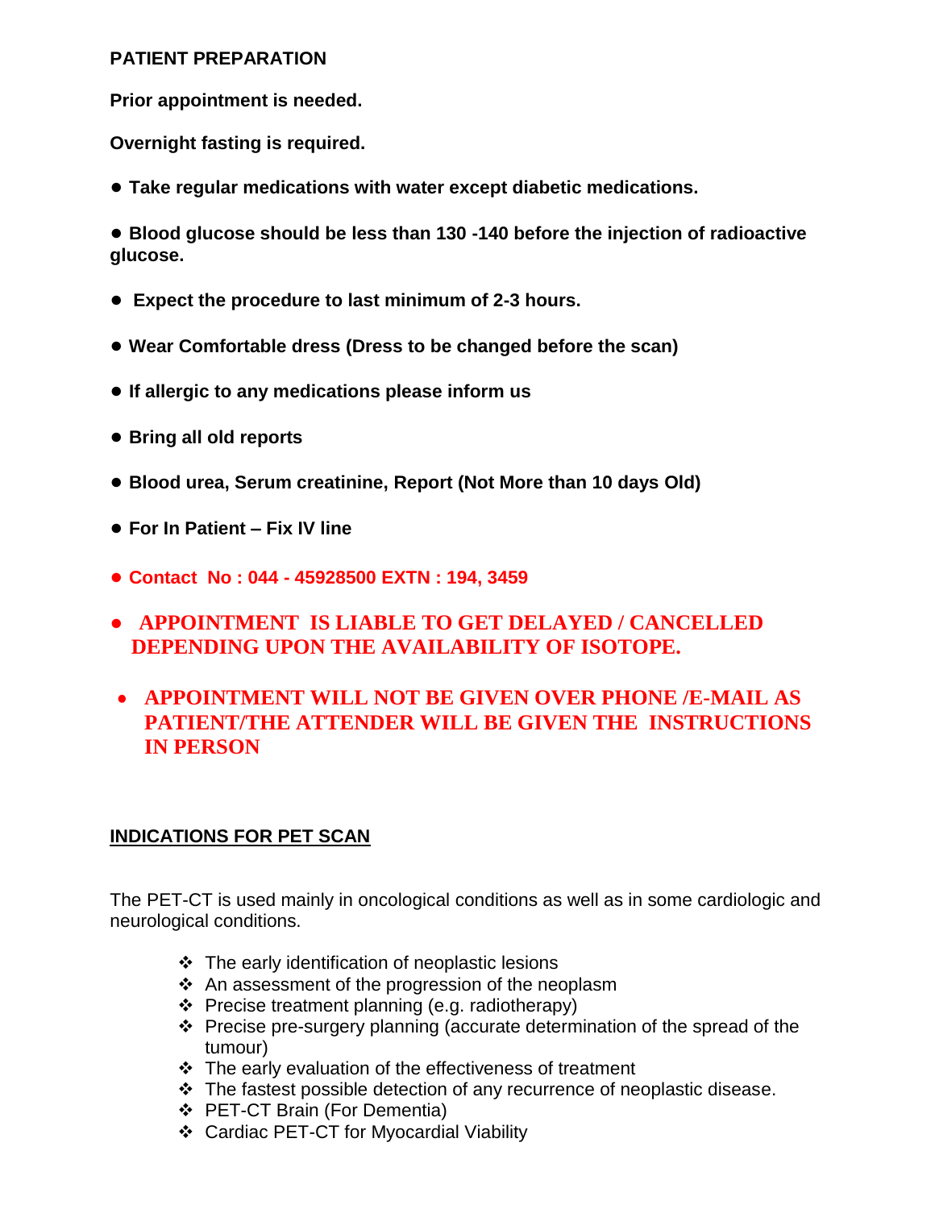**PATIENT PREPARATION**

**Prior appointment is needed.**

**Overnight fasting is required.**

- **Take regular medications with water except diabetic medications.**
- **Blood glucose should be less than 130 -140 before the injection of radioactive glucose.**
- **Expect the procedure to last minimum of 2-3 hours.**
- **Wear Comfortable dress (Dress to be changed before the scan)**
- **If allergic to any medications please inform us**
- **Bring all old reports**
- **Blood urea, Serum creatinine, Report (Not More than 10 days Old)**
- **For In Patient – Fix IV line**
- **Contact No : 044 - 45928500 EXTN : 194, 3459**
- **APPOINTMENT IS LIABLE TO GET DELAYED / CANCELLED DEPENDING UPON THE AVAILABILITY OF ISOTOPE.**
- **APPOINTMENT WILL NOT BE GIVEN OVER PHONE /E-MAIL AS PATIENT/THE ATTENDER WILL BE GIVEN THE INSTRUCTIONS IN PERSON**

## INDICATIONS FOR PET SCAN

The PET-CT is used mainly in oncological conditions as well as in some cardiologic and neurological conditions.

- The early identification of neoplastic lesions
- An assessment of the progression of the neoplasm
- Precise treatment planning (e.g. radiotherapy)
- Precise pre-surgery planning (accurate determination of the spread of the tumour)
- The early evaluation of the effectiveness of treatment
- The fastest possible detection of any recurrence of neoplastic disease.
- PET-CT Brain (For Dementia)
- Cardiac PET-CT for Myocardial Viability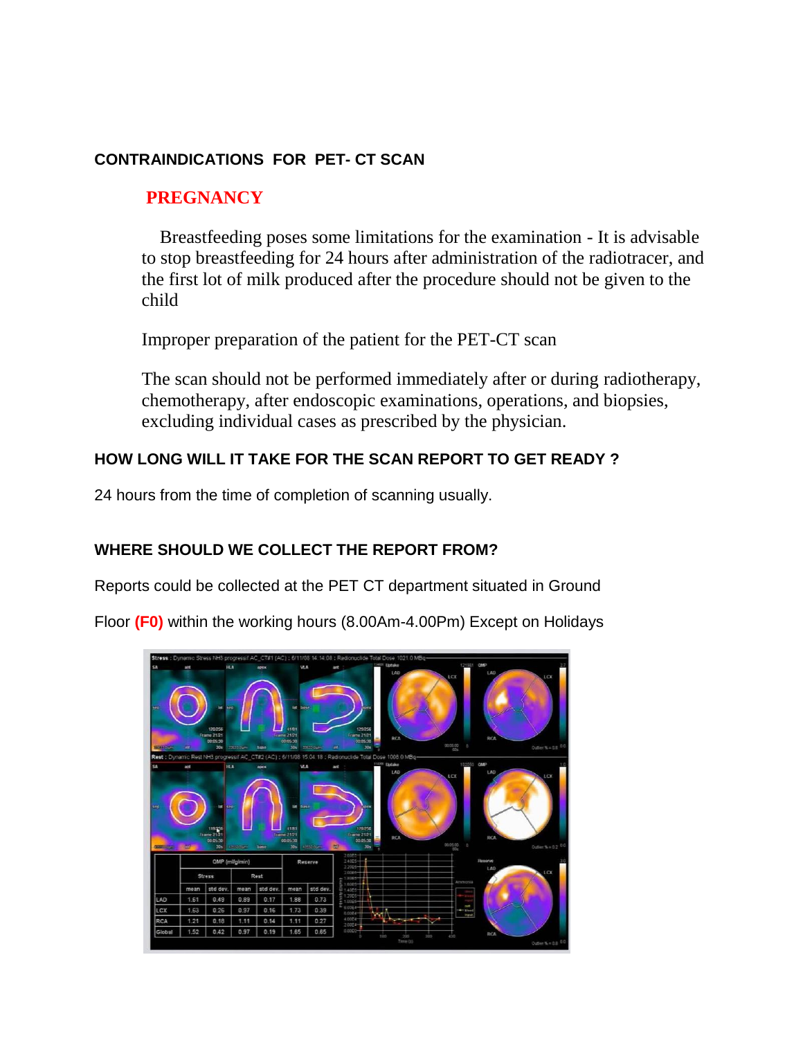## CONTRAINDICATIONS FOR PET- CT SCAN

**PREGNANCY**

Breastfeeding poses some limitations for the examination - It is advisable to stop breastfeeding for 24 hours after administration of the radiotracer, and the first lot of milk produced after the procedure should not be given to the child

Improper preparation of the patient for the PET-CT scan

The scan should not be performed immediately after or during radiotherapy, chemotherapy, after endoscopic examinations, operations, and biopsies, excluding individual cases as prescribed by the physician.

## HOW LONG WILL IT TAKE FOR THE SCAN REPORT TO GET READY ?

24 hours from the time of completion of scanning usually.

## WHERE SHOULD WE COLLECT THE REPORT FROM?

Reports could be collected at the PET CT department situated in Ground

Floor **(F0)** within the working hours (8.00Am-4.00Pm) Except on Holidays